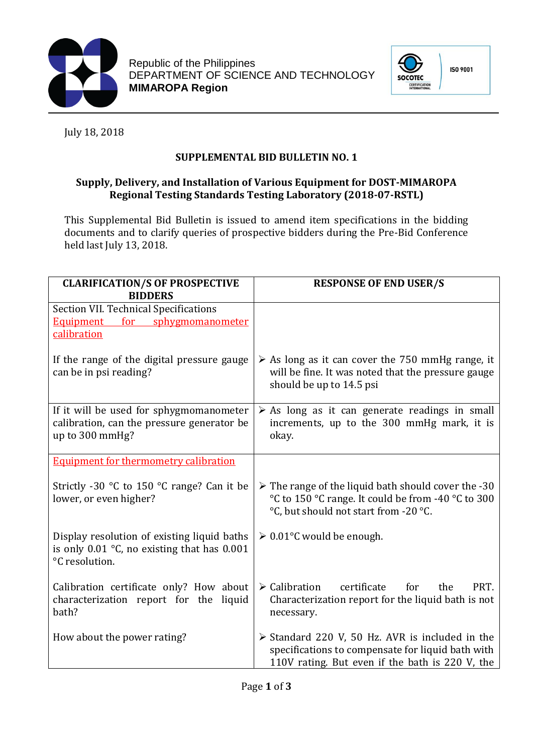Republic of the Philippines
DEPARTMENT OF SCIENCE AND TECHNOLOGY
**MIMAROPA Region**

July 18, 2018

## SUPPLEMENTAL BID BULLETIN NO. 1

### Supply, Delivery, and Installation of Various Equipment for DOST-MIMAROPA Regional Testing Standards Testing Laboratory (2018-07-RSTL)

This Supplemental Bid Bulletin is issued to amend item specifications in the bidding documents and to clarify queries of prospective bidders during the Pre-Bid Conference held last July 13, 2018.

| CLARIFICATION/S OF PROSPECTIVE BIDDERS | RESPONSE OF END USER/S |
|---|---|
| Section VII. Technical Specifications<br>Equipment for sphygmomanometer calibration<br><br>If the range of the digital pressure gauge can be in psi reading? | ➢ As long as it can cover the 750 mmHg range, it will be fine. It was noted that the pressure gauge should be up to 14.5 psi |
| If it will be used for sphygmomanometer calibration, can the pressure generator be up to 300 mmHg? | ➢ As long as it can generate readings in small increments, up to the 300 mmHg mark, it is okay. |
| Equipment for thermometry calibration<br><br>Strictly -30 °C to 150 °C range? Can it be lower, or even higher? | ➢ The range of the liquid bath should cover the -30 °C to 150 °C range. It could be from -40 °C to 300 °C, but should not start from -20 °C. |
| Display resolution of existing liquid baths is only 0.01 °C, no existing that has 0.001 °C resolution. | ➢ 0.01°C would be enough. |
| Calibration certificate only? How about characterization report for the liquid bath? | ➢ Calibration certificate for the PRT. Characterization report for the liquid bath is not necessary. |
| How about the power rating? | ➢ Standard 220 V, 50 Hz. AVR is included in the specifications to compensate for liquid bath with 110V rating. But even if the bath is 220 V, the |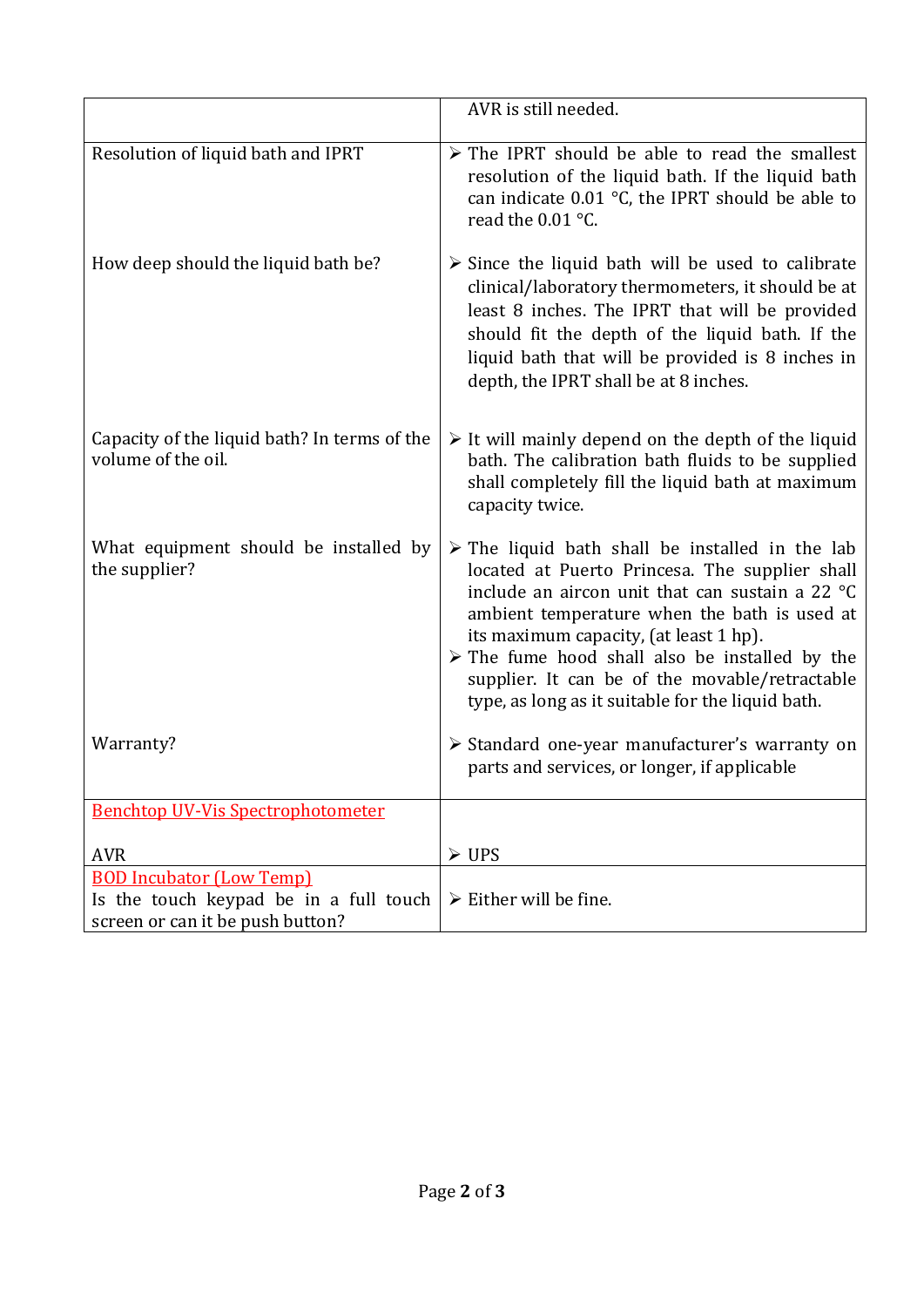| | |
|---|---|
| | AVR is still needed. |
| Resolution of liquid bath and IPRT | ➢ The IPRT should be able to read the smallest resolution of the liquid bath. If the liquid bath can indicate 0.01 °C, the IPRT should be able to read the 0.01 °C. |
| How deep should the liquid bath be? | ➢ Since the liquid bath will be used to calibrate clinical/laboratory thermometers, it should be at least 8 inches. The IPRT that will be provided should fit the depth of the liquid bath. If the liquid bath that will be provided is 8 inches in depth, the IPRT shall be at 8 inches. |
| Capacity of the liquid bath? In terms of the volume of the oil. | ➢ It will mainly depend on the depth of the liquid bath. The calibration bath fluids to be supplied shall completely fill the liquid bath at maximum capacity twice. |
| What equipment should be installed by the supplier? | ➢ The liquid bath shall be installed in the lab located at Puerto Princesa. The supplier shall include an aircon unit that can sustain a 22 °C ambient temperature when the bath is used at its maximum capacity, (at least 1 hp).<br>➢ The fume hood shall also be installed by the supplier. It can be of the movable/retractable type, as long as it suitable for the liquid bath. |
| Warranty? | ➢ Standard one-year manufacturer's warranty on parts and services, or longer, if applicable |
| Benchtop UV-Vis Spectrophotometer<br><br>AVR | <br><br>➢ UPS |
| BOD Incubator (Low Temp)<br>Is the touch keypad be in a full touch screen or can it be push button? | ➢ Either will be fine. |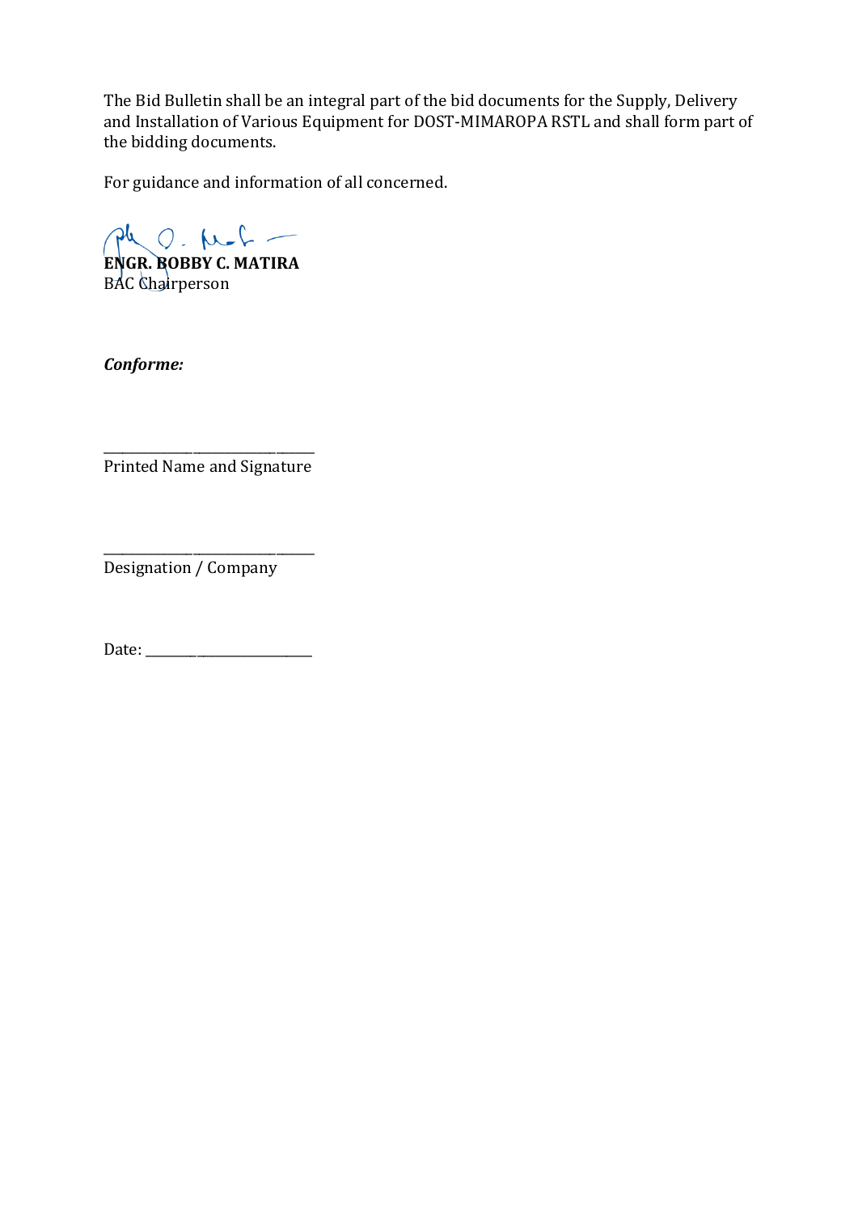The Bid Bulletin shall be an integral part of the bid documents for the Supply, Delivery and Installation of Various Equipment for DOST-MIMAROPA RSTL and shall form part of the bidding documents.

For guidance and information of all concerned.

**ENGR. BOBBY C. MATIRA**
BAC Chairperson

***Conforme:***

______________________________
Printed Name and Signature

______________________________
Designation / Company

Date: ________________________